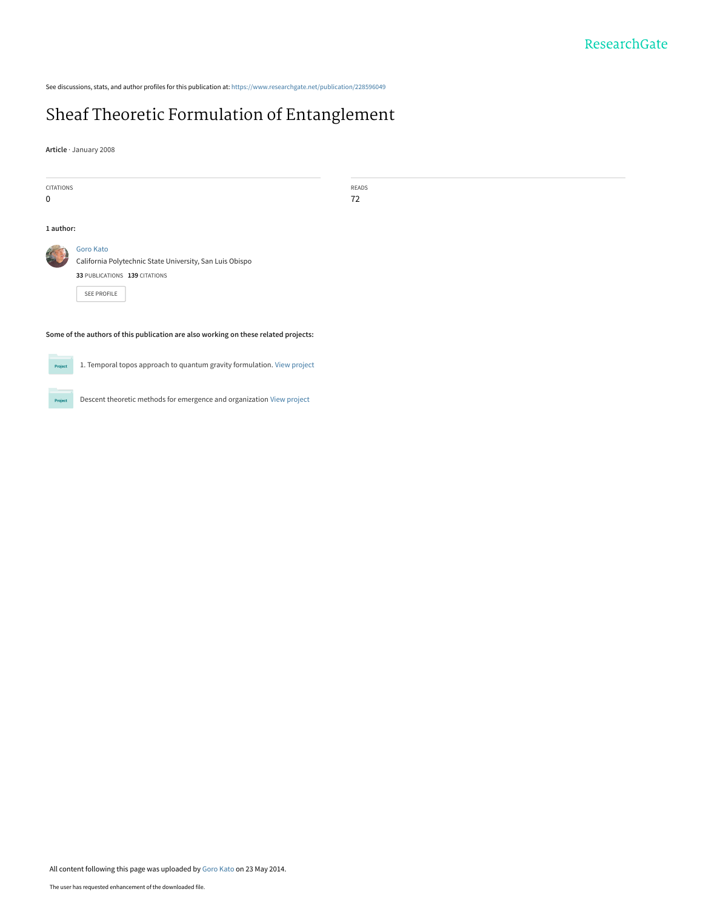See discussions, stats, and author profiles for this publication at: https://www.researchgate.net/publication/228596049

# Sheaf Theoretic Formulation of Entanglement

**Article** · January 2008

| CITATIONS | READS |
|---|---|
| 0 | 72 |

**1 author:**

Goro Kato
California Polytechnic State University, San Luis Obispo
**33** PUBLICATIONS **139** CITATIONS

SEE PROFILE

**Some of the authors of this publication are also working on these related projects:**

1. Temporal topos approach to quantum gravity formulation. View project

Descent theoretic methods for emergence and organization View project

All content following this page was uploaded by Goro Kato on 23 May 2014.

The user has requested enhancement of the downloaded file.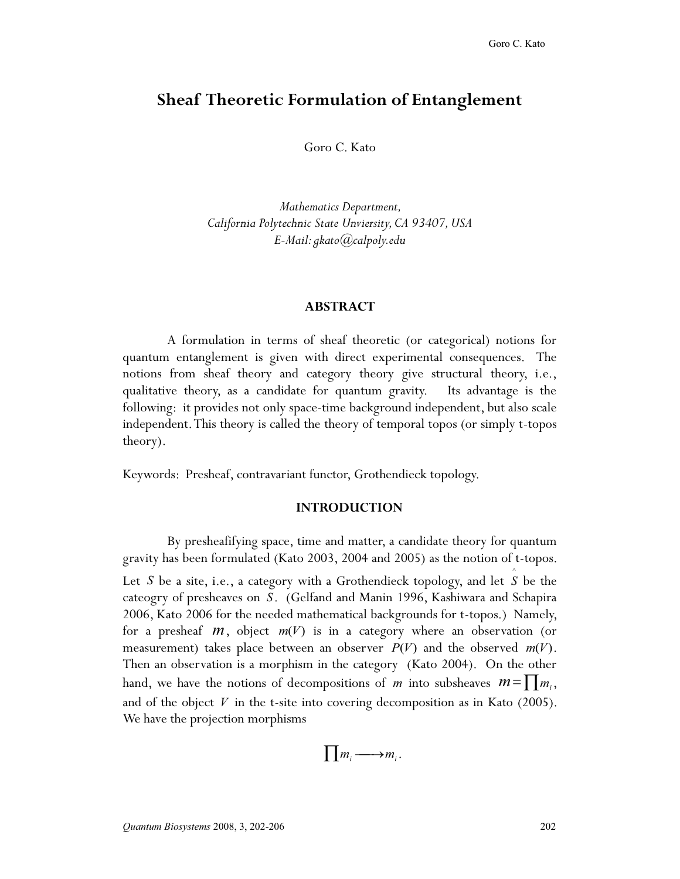# Sheaf Theoretic Formulation of Entanglement

Goro C. Kato

*Mathematics Department,*
*California Polytechnic State Unviersity, CA 93407, USA*
*E-Mail: gkato@calpoly.edu*

**ABSTRACT**

A formulation in terms of sheaf theoretic (or categorical) notions for quantum entanglement is given with direct experimental consequences. The notions from sheaf theory and category theory give structural theory, i.e., qualitative theory, as a candidate for quantum gravity. Its advantage is the following: it provides not only space-time background independent, but also scale independent. This theory is called the theory of temporal topos (or simply t-topos theory).

Keywords: Presheaf, contravariant functor, Grothendieck topology.

**INTRODUCTION**

By presheafifying space, time and matter, a candidate theory for quantum gravity has been formulated (Kato 2003, 2004 and 2005) as the notion of t-topos. Let $S$ be a site, i.e., a category with a Grothendieck topology, and let $\hat{S}$ be the cateogry of presheaves on $S$. (Gelfand and Manin 1996, Kashiwara and Schapira 2006, Kato 2006 for the needed mathematical backgrounds for t-topos.) Namely, for a presheaf $m$, object $m(V)$ is in a category where an observation (or measurement) takes place between an observer $P(V)$ and the observed $m(V)$. Then an observation is a morphism in the category (Kato 2004). On the other hand, we have the notions of decompositions of $m$ into subsheaves $m = \prod m_i$, and of the object $V$ in the t-site into covering decomposition as in Kato (2005). We have the projection morphisms

$$\prod m_i \longrightarrow m_i .$$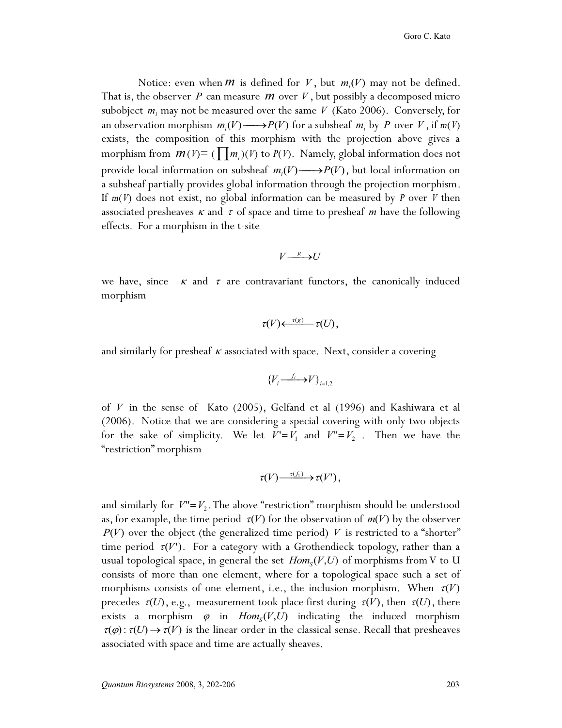Notice: even when $m$ is defined for $V$, but $m_i(V)$ may not be defined. That is, the observer $P$ can measure $m$ over $V$, but possibly a decomposed micro subobject $m_i$ may not be measured over the same $V$ (Kato 2006). Conversely, for an observation morphism $m_i(V) \longrightarrow P(V)$ for a subsheaf $m_i$ by $P$ over $V$, if $m(V)$ exists, the composition of this morphism with the projection above gives a morphism from $m(V) = (\prod m_i)(V)$ to $P(V)$. Namely, global information does not provide local information on subsheaf $m_i(V) \longrightarrow P(V)$, but local information on a subsheaf partially provides global information through the projection morphism. If $m(V)$ does not exist, no global information can be measured by $P$ over $V$ then associated presheaves $\kappa$ and $\tau$ of space and time to presheaf $m$ have the following effects. For a morphism in the t-site

$$V \xrightarrow{g} U$$

we have, since $\kappa$ and $\tau$ are contravariant functors, the canonically induced morphism

$$\tau(V) \xleftarrow{\tau(g)} \tau(U),$$

and similarly for presheaf $\kappa$ associated with space. Next, consider a covering

$$\{V_i \xrightarrow{f_i} V\}_{i=1,2}$$

of $V$ in the sense of Kato (2005), Gelfand et al (1996) and Kashiwara et al (2006). Notice that we are considering a special covering with only two objects for the sake of simplicity. We let $V' = V_1$ and $V'' = V_2$. Then we have the "restriction" morphism

$$\tau(V) \xrightarrow{\tau(f_1)} \tau(V'),$$

and similarly for $V'' = V_2$. The above "restriction" morphism should be understood as, for example, the time period $\tau(V)$ for the observation of $m(V)$ by the observer $P(V)$ over the object (the generalized time period) $V$ is restricted to a "shorter" time period $\tau(V')$. For a category with a Grothendieck topology, rather than a usual topological space, in general the set $Hom_S(V,U)$ of morphisms from V to U consists of more than one element, where for a topological space such a set of morphisms consists of one element, i.e., the inclusion morphism. When $\tau(V)$ precedes $\tau(U)$, e.g., measurement took place first during $\tau(V)$, then $\tau(U)$, there exists a morphism $\varphi$ in $Hom_S(V,U)$ indicating the induced morphism $\tau(\varphi): \tau(U) \to \tau(V)$ is the linear order in the classical sense. Recall that presheaves associated with space and time are actually sheaves.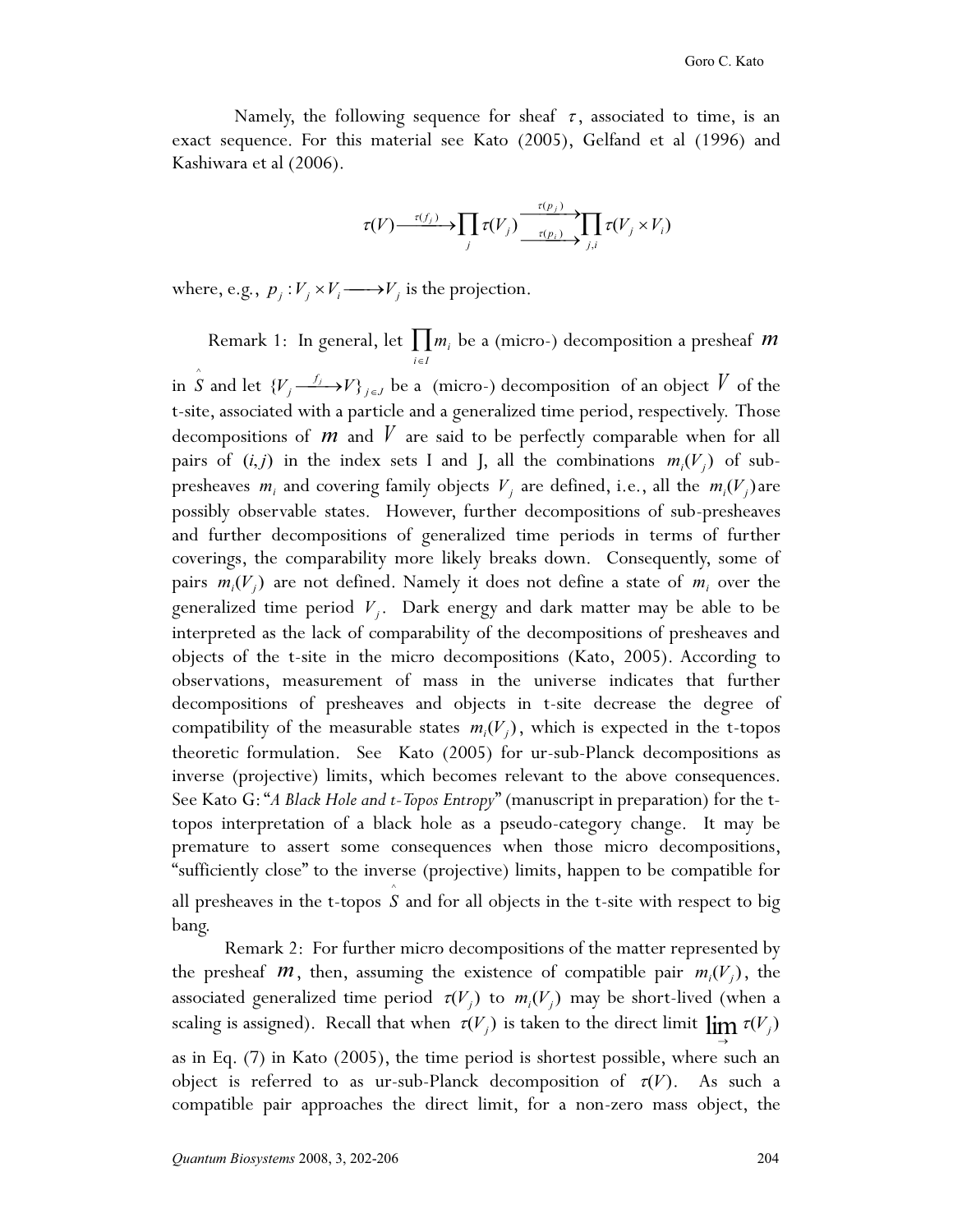Namely, the following sequence for sheaf $\tau$, associated to time, is an exact sequence. For this material see Kato (2005), Gelfand et al (1996) and Kashiwara et al (2006).

$$\tau(V) \xrightarrow{\tau(f_j)} \prod_j \tau(V_j) \underset{\tau(p_i)}{\overset{\tau(p_j)}{\rightrightarrows}} \prod_{j,i} \tau(V_j \times V_i)$$

where, e.g., $p_j : V_j \times V_i \longrightarrow V_j$ is the projection.

Remark 1: In general, let $\prod_{i \in I} m_i$ be a (micro-) decomposition a presheaf $m$ in $\hat{S}$ and let $\{V_j \xrightarrow{f_j} V\}_{j \in J}$ be a (micro-) decomposition of an object $V$ of the t-site, associated with a particle and a generalized time period, respectively. Those decompositions of $m$ and $V$ are said to be perfectly comparable when for all pairs of $(i, j)$ in the index sets I and J, all the combinations $m_i(V_j)$ of sub-presheaves $m_i$ and covering family objects $V_j$ are defined, i.e., all the $m_i(V_j)$ are possibly observable states. However, further decompositions of sub-presheaves and further decompositions of generalized time periods in terms of further coverings, the comparability more likely breaks down. Consequently, some of pairs $m_i(V_j)$ are not defined. Namely it does not define a state of $m_i$ over the generalized time period $V_j$. Dark energy and dark matter may be able to be interpreted as the lack of comparability of the decompositions of presheaves and objects of the t-site in the micro decompositions (Kato, 2005). According to observations, measurement of mass in the universe indicates that further decompositions of presheaves and objects in t-site decrease the degree of compatibility of the measurable states $m_i(V_j)$, which is expected in the t-topos theoretic formulation. See Kato (2005) for ur-sub-Planck decompositions as inverse (projective) limits, which becomes relevant to the above consequences. See Kato G: "*A Black Hole and t-Topos Entropy*" (manuscript in preparation) for the t-topos interpretation of a black hole as a pseudo-category change. It may be premature to assert some consequences when those micro decompositions, "sufficiently close" to the inverse (projective) limits, happen to be compatible for all presheaves in the t-topos $\hat{S}$ and for all objects in the t-site with respect to big bang.

Remark 2: For further micro decompositions of the matter represented by the presheaf $m$, then, assuming the existence of compatible pair $m_i(V_j)$, the associated generalized time period $\tau(V_j)$ to $m_i(V_j)$ may be short-lived (when a scaling is assigned). Recall that when $\tau(V_j)$ is taken to the direct limit $\varinjlim \tau(V_j)$ as in Eq. (7) in Kato (2005), the time period is shortest possible, where such an object is referred to as ur-sub-Planck decomposition of $\tau(V)$. As such a compatible pair approaches the direct limit, for a non-zero mass object, the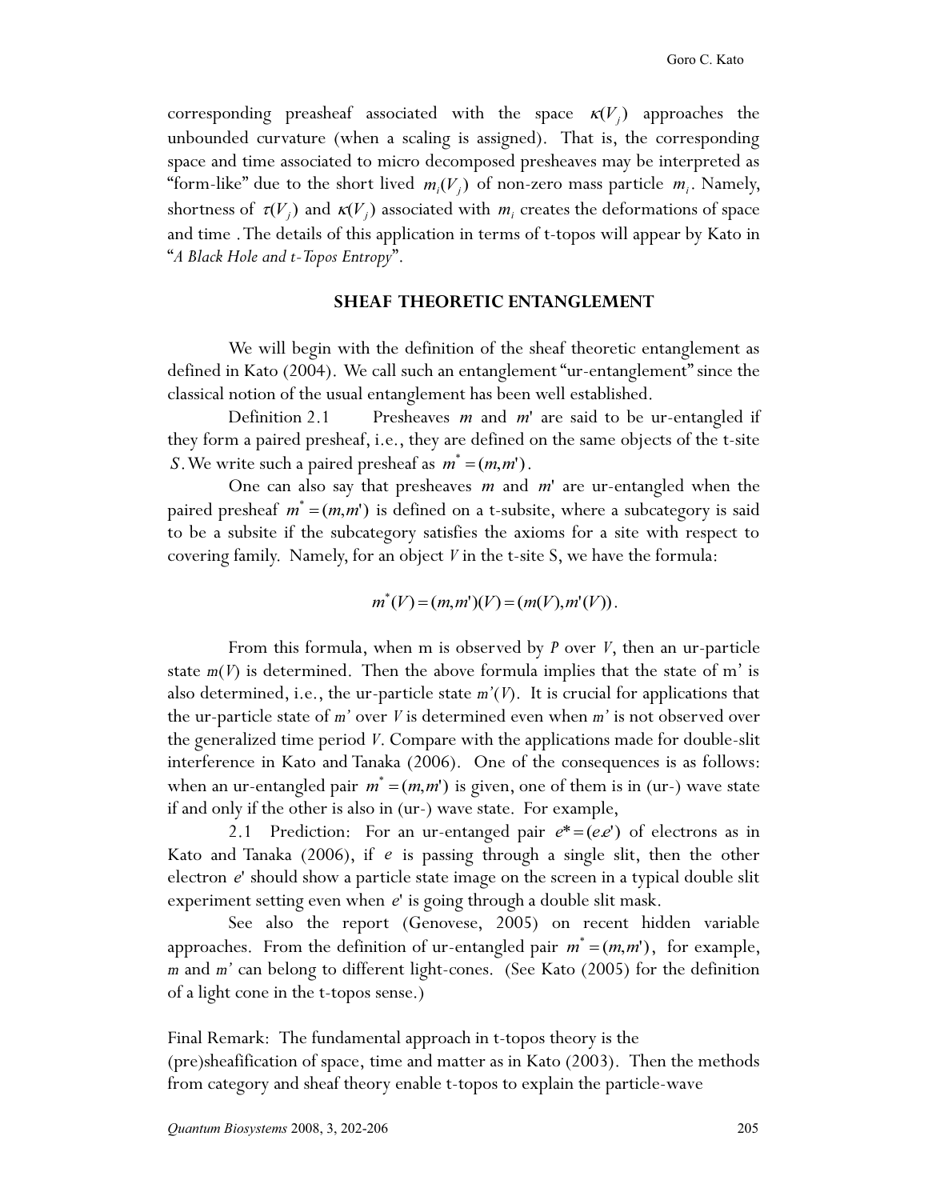corresponding preasheaf associated with the space $\kappa(V_j)$ approaches the unbounded curvature (when a scaling is assigned). That is, the corresponding space and time associated to micro decomposed presheaves may be interpreted as "form-like" due to the short lived $m_i(V_j)$ of non-zero mass particle $m_i$. Namely, shortness of $\tau(V_j)$ and $\kappa(V_j)$ associated with $m_i$ creates the deformations of space and time . The details of this application in terms of t-topos will appear by Kato in "*A Black Hole and t-Topos Entropy*".

## SHEAF THEORETIC ENTANGLEMENT

We will begin with the definition of the sheaf theoretic entanglement as defined in Kato (2004). We call such an entanglement "ur-entanglement" since the classical notion of the usual entanglement has been well established.

Definition 2.1 Presheaves $m$ and $m'$ are said to be ur-entangled if they form a paired presheaf, i.e., they are defined on the same objects of the t-site $S$. We write such a paired presheaf as $m^* = (m, m')$.

One can also say that presheaves $m$ and $m'$ are ur-entangled when the paired presheaf $m^* = (m, m')$ is defined on a t-subsite, where a subcategory is said to be a subsite if the subcategory satisfies the axioms for a site with respect to covering family. Namely, for an object *V* in the t-site S, we have the formula:

$$m^*(V) = (m, m')(V) = (m(V), m'(V)).$$

From this formula, when m is observed by *P* over *V*, then an ur-particle state *m*(*V*) is determined. Then the above formula implies that the state of m' is also determined, i.e., the ur-particle state *m'*(*V*). It is crucial for applications that the ur-particle state of *m'* over *V* is determined even when *m'* is not observed over the generalized time period *V*. Compare with the applications made for double-slit interference in Kato and Tanaka (2006). One of the consequences is as follows: when an ur-entangled pair $m^* = (m, m')$ is given, one of them is in (ur-) wave state if and only if the other is also in (ur-) wave state. For example,

2.1 Prediction: For an ur-entanged pair $e^* = (e.e')$ of electrons as in Kato and Tanaka (2006), if $e$ is passing through a single slit, then the other electron $e'$ should show a particle state image on the screen in a typical double slit experiment setting even when $e'$ is going through a double slit mask.

See also the report (Genovese, 2005) on recent hidden variable approaches. From the definition of ur-entangled pair $m^* = (m, m')$, for example, *m* and *m'* can belong to different light-cones. (See Kato (2005) for the definition of a light cone in the t-topos sense.)

Final Remark: The fundamental approach in t-topos theory is the (pre)sheafification of space, time and matter as in Kato (2003). Then the methods from category and sheaf theory enable t-topos to explain the particle-wave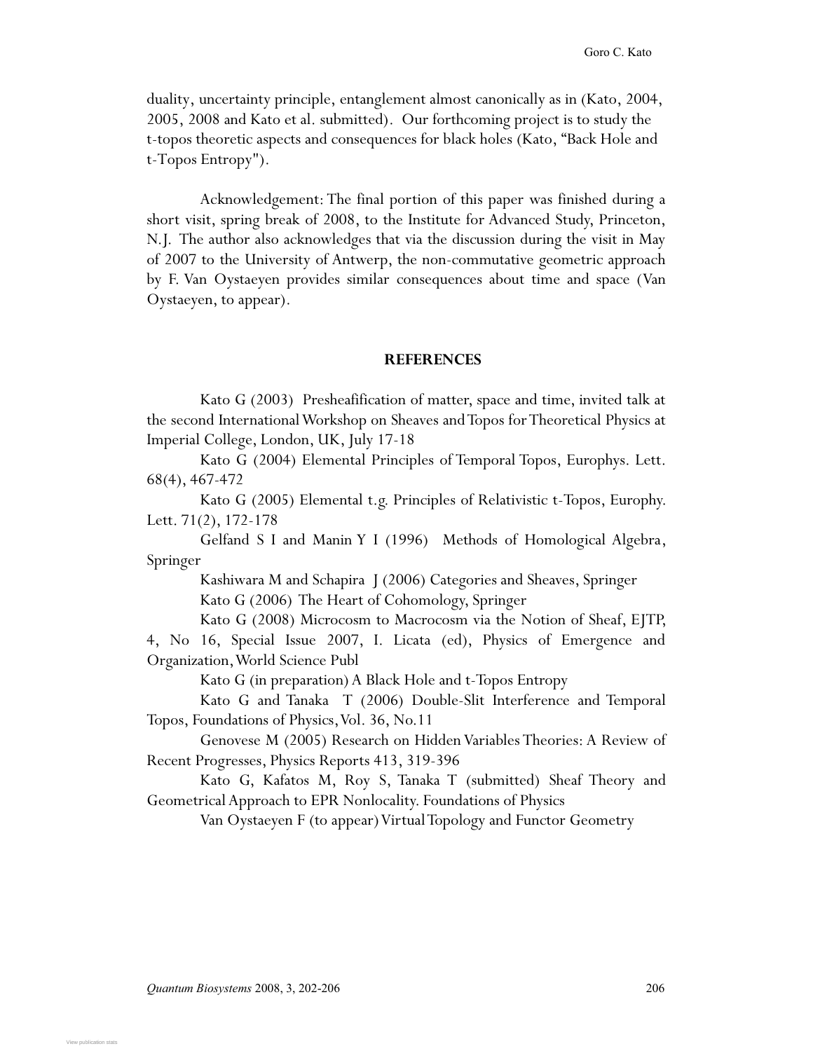duality, uncertainty principle, entanglement almost canonically as in (Kato, 2004, 2005, 2008 and Kato et al. submitted). Our forthcoming project is to study the t-topos theoretic aspects and consequences for black holes (Kato, "Back Hole and t-Topos Entropy").

Acknowledgement: The final portion of this paper was finished during a short visit, spring break of 2008, to the Institute for Advanced Study, Princeton, N.J. The author also acknowledges that via the discussion during the visit in May of 2007 to the University of Antwerp, the non-commutative geometric approach by F. Van Oystaeyen provides similar consequences about time and space (Van Oystaeyen, to appear).

## REFERENCES

Kato G (2003) Presheafification of matter, space and time, invited talk at the second International Workshop on Sheaves and Topos for Theoretical Physics at Imperial College, London, UK, July 17-18

Kato G (2004) Elemental Principles of Temporal Topos, Europhys. Lett. 68(4), 467-472

Kato G (2005) Elemental t.g. Principles of Relativistic t-Topos, Europhy. Lett. 71(2), 172-178

Gelfand S I and Manin Y I (1996) Methods of Homological Algebra, Springer

Kashiwara M and Schapira J (2006) Categories and Sheaves, Springer

Kato G (2006) The Heart of Cohomology, Springer

Kato G (2008) Microcosm to Macrocosm via the Notion of Sheaf, EJTP, 4, No 16, Special Issue 2007, I. Licata (ed), Physics of Emergence and Organization, World Science Publ

Kato G (in preparation) A Black Hole and t-Topos Entropy

Kato G and Tanaka T (2006) Double-Slit Interference and Temporal Topos, Foundations of Physics, Vol. 36, No.11

Genovese M (2005) Research on Hidden Variables Theories: A Review of Recent Progresses, Physics Reports 413, 319-396

Kato G, Kafatos M, Roy S, Tanaka T (submitted) Sheaf Theory and Geometrical Approach to EPR Nonlocality. Foundations of Physics

Van Oystaeyen F (to appear) Virtual Topology and Functor Geometry